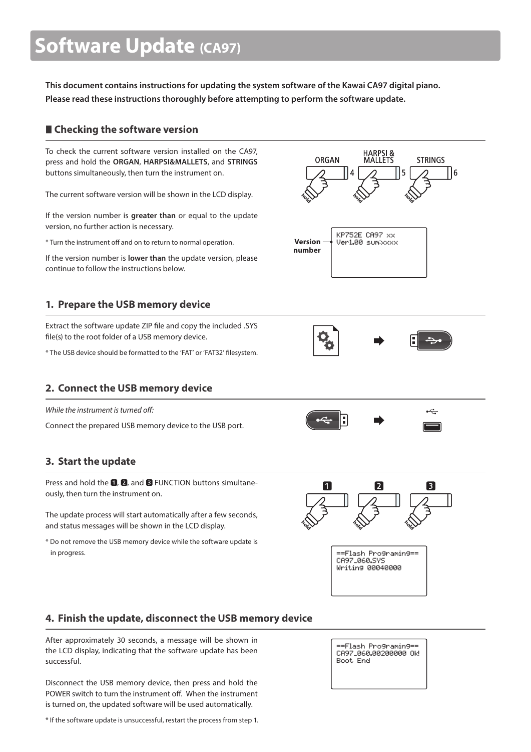# Software Update (CA97)

**This document contains instructions for updating the system software of the Kawai CA97 digital piano. Please read these instructions thoroughly before attempting to perform the software update.**

## Checking the software version

To check the current software version installed on the CA97, press and hold the **ORGAN**, **HARPSI&MALLETS**, and **STRINGS** buttons simultaneously, then turn the instrument on.

The current software version will be shown in the LCD display.

If the version number is **greater than** or equal to the update version, no further action is necessary.

* Turn the instrument off and on to return to normal operation.

If the version number is **lower than** the update version, please continue to follow the instructions below.

ORGAN 4 HARPSI & MALLETS 5 STRINGS 6

Version number

```
KP752E CA97 xx
Ver1.00 sum:xxxx
```

## 1. Prepare the USB memory device

Extract the software update ZIP file and copy the included .SYS file(s) to the root folder of a USB memory device.

* The USB device should be formatted to the 'FAT' or 'FAT32' filesystem.

## 2. Connect the USB memory device

*While the instrument is turned off:*

Connect the prepared USB memory device to the USB port.

## 3. Start the update

Press and hold the 1, 2, and 3 FUNCTION buttons simultaneously, then turn the instrument on.

The update process will start automatically after a few seconds, and status messages will be shown in the LCD display.

* Do not remove the USB memory device while the software update is in progress.

```
==Flash Programing==
CA97_060.SYS
Writing 00040000
```

## 4. Finish the update, disconnect the USB memory device

After approximately 30 seconds, a message will be shown in the LCD display, indicating that the software update has been successful.

Disconnect the USB memory device, then press and hold the POWER switch to turn the instrument off. When the instrument is turned on, the updated software will be used automatically.

* If the software update is unsuccessful, restart the process from step 1.

```
==Flash Programing==
CA97_060.00200000 Ok!
Boot End
```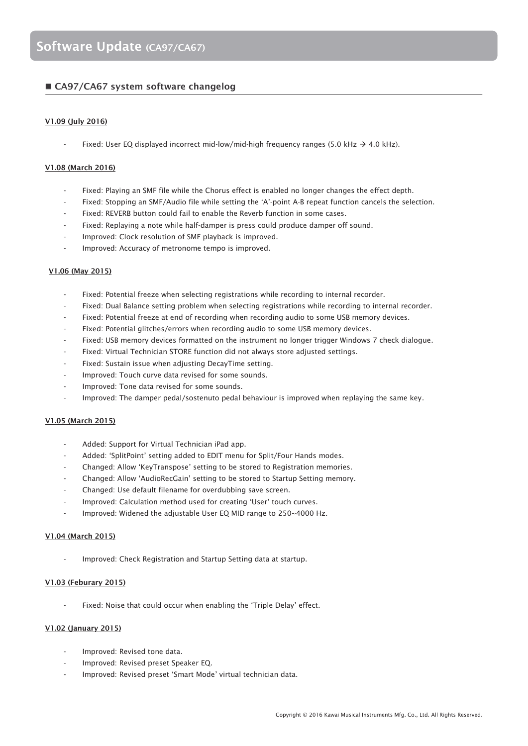# Software Update (CA97/CA67)

## ■ CA97/CA67 system software changelog

**V1.09 (July 2016)**

- Fixed: User EQ displayed incorrect mid-low/mid-high frequency ranges (5.0 kHz → 4.0 kHz).

**V1.08 (March 2016)**

- Fixed: Playing an SMF file while the Chorus effect is enabled no longer changes the effect depth.
- Fixed: Stopping an SMF/Audio file while setting the 'A'-point A-B repeat function cancels the selection.
- Fixed: REVERB button could fail to enable the Reverb function in some cases.
- Fixed: Replaying a note while half-damper is press could produce damper off sound.
- Improved: Clock resolution of SMF playback is improved.
- Improved: Accuracy of metronome tempo is improved.

**V1.06 (May 2015)**

- Fixed: Potential freeze when selecting registrations while recording to internal recorder.
- Fixed: Dual Balance setting problem when selecting registrations while recording to internal recorder.
- Fixed: Potential freeze at end of recording when recording audio to some USB memory devices.
- Fixed: Potential glitches/errors when recording audio to some USB memory devices.
- Fixed: USB memory devices formatted on the instrument no longer trigger Windows 7 check dialogue.
- Fixed: Virtual Technician STORE function did not always store adjusted settings.
- Fixed: Sustain issue when adjusting DecayTime setting.
- Improved: Touch curve data revised for some sounds.
- Improved: Tone data revised for some sounds.
- Improved: The damper pedal/sostenuto pedal behaviour is improved when replaying the same key.

**V1.05 (March 2015)**

- Added: Support for Virtual Technician iPad app.
- Added: 'SplitPoint' setting added to EDIT menu for Split/Four Hands modes.
- Changed: Allow 'KeyTranspose' setting to be stored to Registration memories.
- Changed: Allow 'AudioRecGain' setting to be stored to Startup Setting memory.
- Changed: Use default filename for overdubbing save screen.
- Improved: Calculation method used for creating 'User' touch curves.
- Improved: Widened the adjustable User EQ MID range to 250~4000 Hz.

**V1.04 (March 2015)**

- Improved: Check Registration and Startup Setting data at startup.

**V1.03 (Feburary 2015)**

- Fixed: Noise that could occur when enabling the 'Triple Delay' effect.

**V1.02 (January 2015)**

- Improved: Revised tone data.
- Improved: Revised preset Speaker EQ.
- Improved: Revised preset 'Smart Mode' virtual technician data.

Copyright © 2016 Kawai Musical Instruments Mfg. Co., Ltd. All Rights Reserved.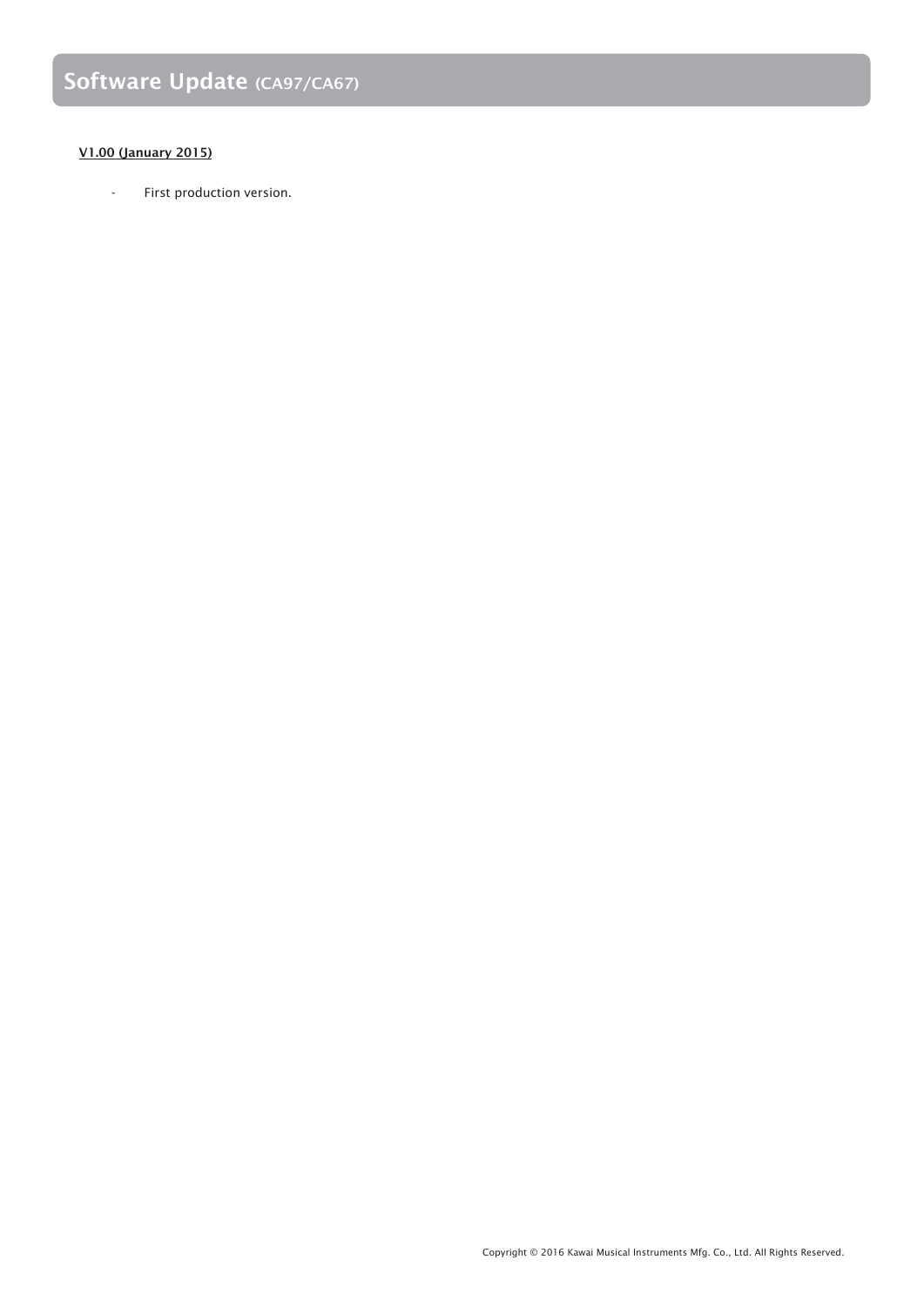# Software Update (CA97/CA67)

**V1.00 (January 2015)**

- First production version.